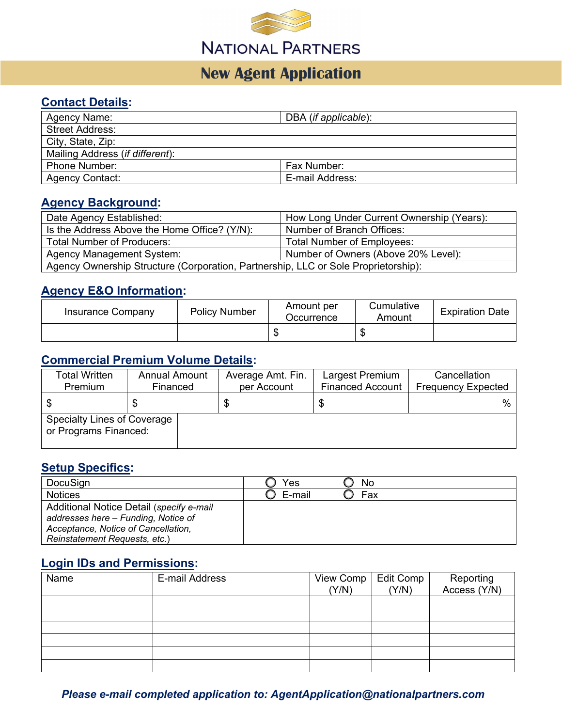# NATIONAL PARTNERS

## New Agent Application

### Contact Details:

| Agency Name: | DBA (*if applicable*): |
|---|---|
| Street Address: | |
| City, State, Zip: | |
| Mailing Address (*if different*): | |
| Phone Number: | Fax Number: |
| Agency Contact: | E-mail Address: |

### Agency Background:

| Date Agency Established: | How Long Under Current Ownership (Years): |
|---|---|
| Is the Address Above the Home Office? (Y/N): | Number of Branch Offices: |
| Total Number of Producers: | Total Number of Employees: |
| Agency Management System: | Number of Owners (Above 20% Level): |
| Agency Ownership Structure (Corporation, Partnership, LLC or Sole Proprietorship): | |

### Agency E&O Information:

| Insurance Company | Policy Number | Amount per Occurrence | Cumulative Amount | Expiration Date |
|---|---|---|---|---|
| | | $ | $ | |

### Commercial Premium Volume Details:

| Total Written Premium | Annual Amount Financed | Average Amt. Fin. per Account | Largest Premium Financed Account | Cancellation Frequency Expected |
|---|---|---|---|---|
| $ | $ | $ | $ | % |
| Specialty Lines of Coverage or Programs Financed: | | | | |

### Setup Specifics:

| DocuSign | ◯ Yes ◯ No |
|---|---|
| Notices | ◯ E-mail ◯ Fax |
| Additional Notice Detail (*specify e-mail addresses here – Funding, Notice of Acceptance, Notice of Cancellation, Reinstatement Requests, etc.*) | |

### Login IDs and Permissions:

| Name | E-mail Address | View Comp (Y/N) | Edit Comp (Y/N) | Reporting Access (Y/N) |
|---|---|---|---|---|
| | | | | |
| | | | | |
| | | | | |
| | | | | |
| | | | | |
| | | | | |

***Please e-mail completed application to: AgentApplication@nationalpartners.com***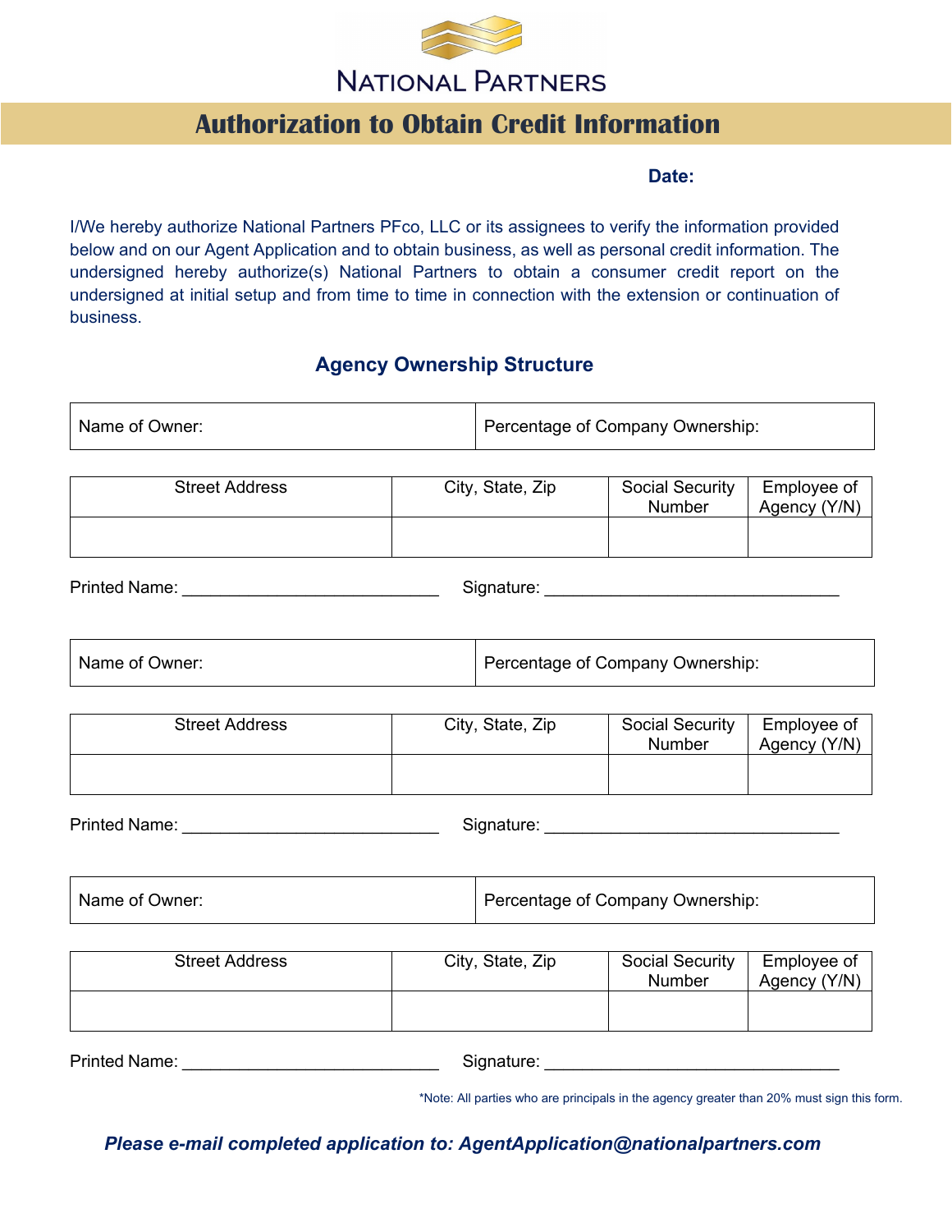NATIONAL PARTNERS

# Authorization to Obtain Credit Information

**Date:**

I/We hereby authorize National Partners PFco, LLC or its assignees to verify the information provided below and on our Agent Application and to obtain business, as well as personal credit information. The undersigned hereby authorize(s) National Partners to obtain a consumer credit report on the undersigned at initial setup and from time to time in connection with the extension or continuation of business.

## Agency Ownership Structure

| Name of Owner: | Percentage of Company Ownership: |
|---|---|

| Street Address | City, State, Zip | Social Security Number | Employee of Agency (Y/N) |
|---|---|---|---|
| | | | |

Printed Name: ___________________________ Signature: _______________________________

| Name of Owner: | Percentage of Company Ownership: |
|---|---|

| Street Address | City, State, Zip | Social Security Number | Employee of Agency (Y/N) |
|---|---|---|---|
| | | | |

Printed Name: ___________________________ Signature: _______________________________

| Name of Owner: | Percentage of Company Ownership: |
|---|---|

| Street Address | City, State, Zip | Social Security Number | Employee of Agency (Y/N) |
|---|---|---|---|
| | | | |

Printed Name: ___________________________ Signature: _______________________________

*Note: All parties who are principals in the agency greater than 20% must sign this form.

***Please e-mail completed application to: AgentApplication@nationalpartners.com***